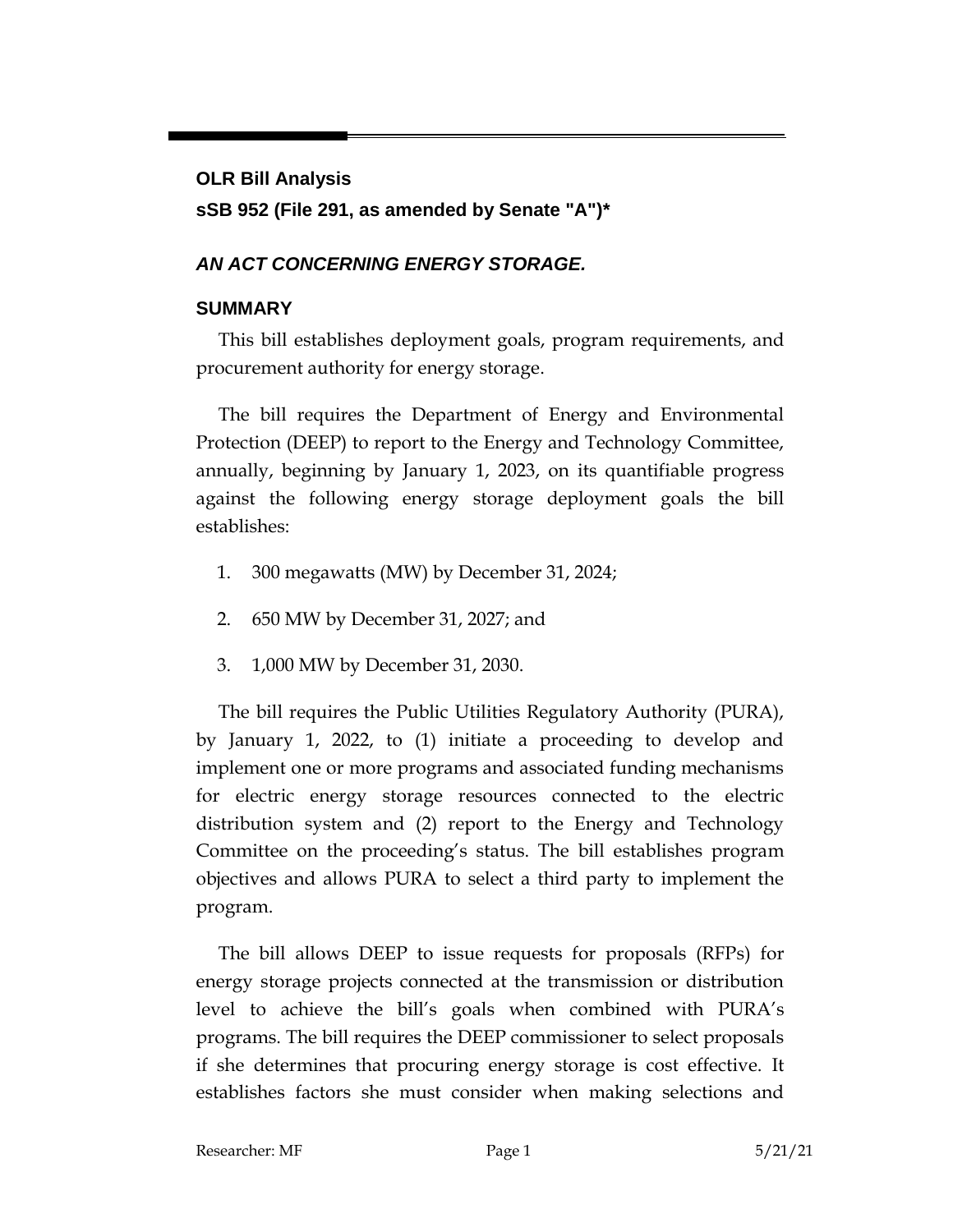**OLR Bill Analysis**

**sSB 952 (File 291, as amended by Senate "A")***

## *AN ACT CONCERNING ENERGY STORAGE.*

### SUMMARY

This bill establishes deployment goals, program requirements, and procurement authority for energy storage.

The bill requires the Department of Energy and Environmental Protection (DEEP) to report to the Energy and Technology Committee, annually, beginning by January 1, 2023, on its quantifiable progress against the following energy storage deployment goals the bill establishes:

1. 300 megawatts (MW) by December 31, 2024;
2. 650 MW by December 31, 2027; and
3. 1,000 MW by December 31, 2030.

The bill requires the Public Utilities Regulatory Authority (PURA), by January 1, 2022, to (1) initiate a proceeding to develop and implement one or more programs and associated funding mechanisms for electric energy storage resources connected to the electric distribution system and (2) report to the Energy and Technology Committee on the proceeding's status. The bill establishes program objectives and allows PURA to select a third party to implement the program.

The bill allows DEEP to issue requests for proposals (RFPs) for energy storage projects connected at the transmission or distribution level to achieve the bill's goals when combined with PURA's programs. The bill requires the DEEP commissioner to select proposals if she determines that procuring energy storage is cost effective. It establishes factors she must consider when making selections and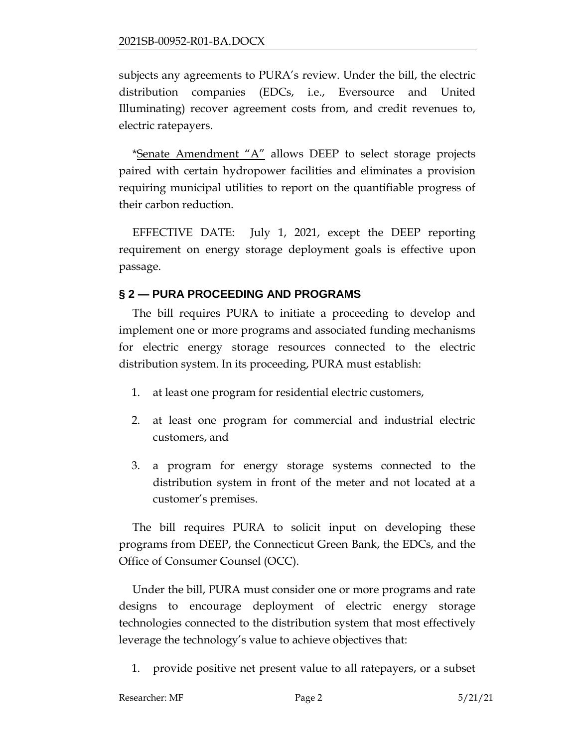subjects any agreements to PURA's review. Under the bill, the electric distribution companies (EDCs, i.e., Eversource and United Illuminating) recover agreement costs from, and credit revenues to, electric ratepayers.

*Senate Amendment "A" allows DEEP to select storage projects paired with certain hydropower facilities and eliminates a provision requiring municipal utilities to report on the quantifiable progress of their carbon reduction.

EFFECTIVE DATE: July 1, 2021, except the DEEP reporting requirement on energy storage deployment goals is effective upon passage.

## § 2 — PURA PROCEEDING AND PROGRAMS

The bill requires PURA to initiate a proceeding to develop and implement one or more programs and associated funding mechanisms for electric energy storage resources connected to the electric distribution system. In its proceeding, PURA must establish:

1. at least one program for residential electric customers,
2. at least one program for commercial and industrial electric customers, and
3. a program for energy storage systems connected to the distribution system in front of the meter and not located at a customer's premises.

The bill requires PURA to solicit input on developing these programs from DEEP, the Connecticut Green Bank, the EDCs, and the Office of Consumer Counsel (OCC).

Under the bill, PURA must consider one or more programs and rate designs to encourage deployment of electric energy storage technologies connected to the distribution system that most effectively leverage the technology's value to achieve objectives that:

1. provide positive net present value to all ratepayers, or a subset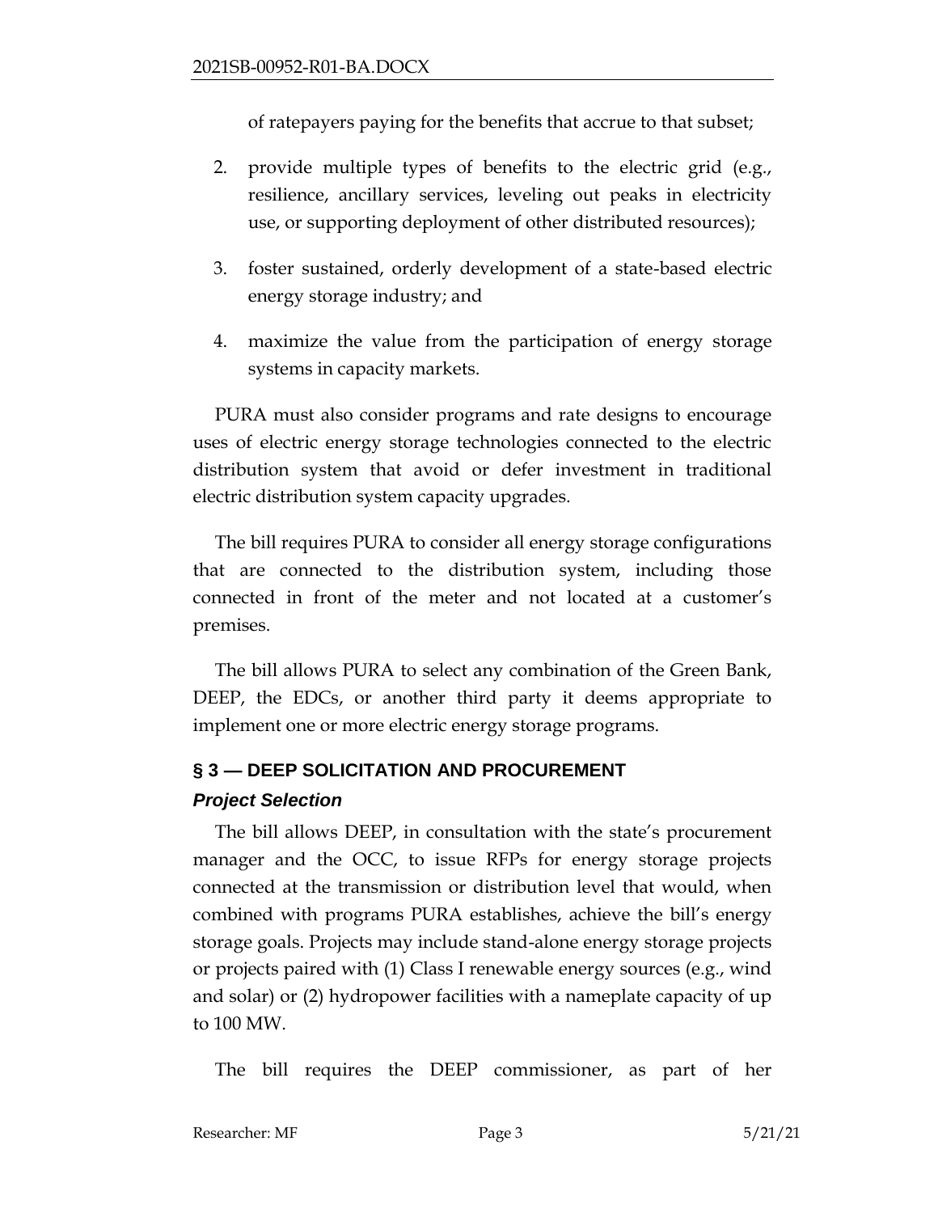of ratepayers paying for the benefits that accrue to that subset;

2. provide multiple types of benefits to the electric grid (e.g., resilience, ancillary services, leveling out peaks in electricity use, or supporting deployment of other distributed resources);

3. foster sustained, orderly development of a state-based electric energy storage industry; and

4. maximize the value from the participation of energy storage systems in capacity markets.

PURA must also consider programs and rate designs to encourage uses of electric energy storage technologies connected to the electric distribution system that avoid or defer investment in traditional electric distribution system capacity upgrades.

The bill requires PURA to consider all energy storage configurations that are connected to the distribution system, including those connected in front of the meter and not located at a customer's premises.

The bill allows PURA to select any combination of the Green Bank, DEEP, the EDCs, or another third party it deems appropriate to implement one or more electric energy storage programs.

## § 3 — DEEP SOLICITATION AND PROCUREMENT

### *Project Selection*

The bill allows DEEP, in consultation with the state's procurement manager and the OCC, to issue RFPs for energy storage projects connected at the transmission or distribution level that would, when combined with programs PURA establishes, achieve the bill's energy storage goals. Projects may include stand-alone energy storage projects or projects paired with (1) Class I renewable energy sources (e.g., wind and solar) or (2) hydropower facilities with a nameplate capacity of up to 100 MW.

The bill requires the DEEP commissioner, as part of her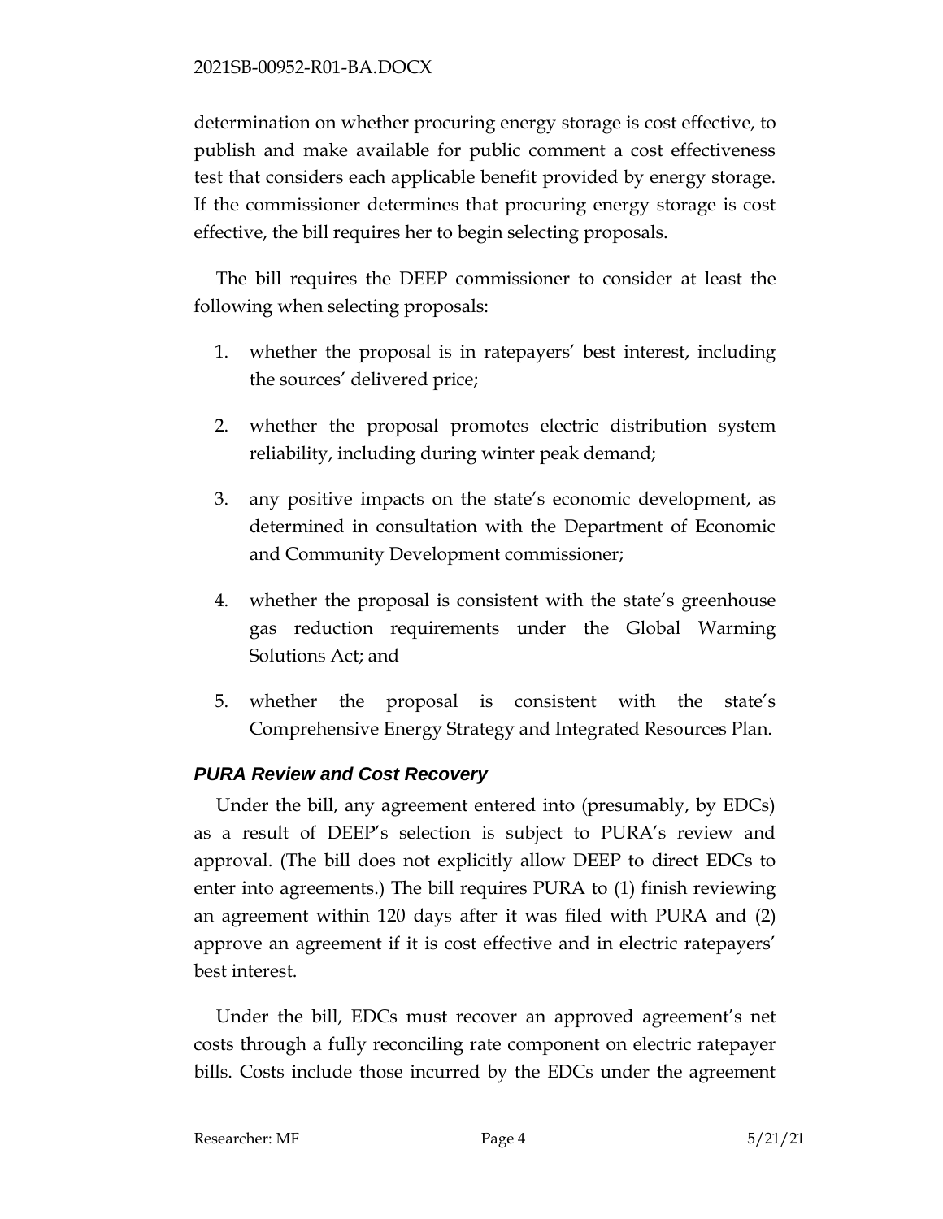determination on whether procuring energy storage is cost effective, to publish and make available for public comment a cost effectiveness test that considers each applicable benefit provided by energy storage. If the commissioner determines that procuring energy storage is cost effective, the bill requires her to begin selecting proposals.

The bill requires the DEEP commissioner to consider at least the following when selecting proposals:

1. whether the proposal is in ratepayers' best interest, including the sources' delivered price;
2. whether the proposal promotes electric distribution system reliability, including during winter peak demand;
3. any positive impacts on the state's economic development, as determined in consultation with the Department of Economic and Community Development commissioner;
4. whether the proposal is consistent with the state's greenhouse gas reduction requirements under the Global Warming Solutions Act; and
5. whether the proposal is consistent with the state's Comprehensive Energy Strategy and Integrated Resources Plan.

### *PURA Review and Cost Recovery*

Under the bill, any agreement entered into (presumably, by EDCs) as a result of DEEP's selection is subject to PURA's review and approval. (The bill does not explicitly allow DEEP to direct EDCs to enter into agreements.) The bill requires PURA to (1) finish reviewing an agreement within 120 days after it was filed with PURA and (2) approve an agreement if it is cost effective and in electric ratepayers' best interest.

Under the bill, EDCs must recover an approved agreement's net costs through a fully reconciling rate component on electric ratepayer bills. Costs include those incurred by the EDCs under the agreement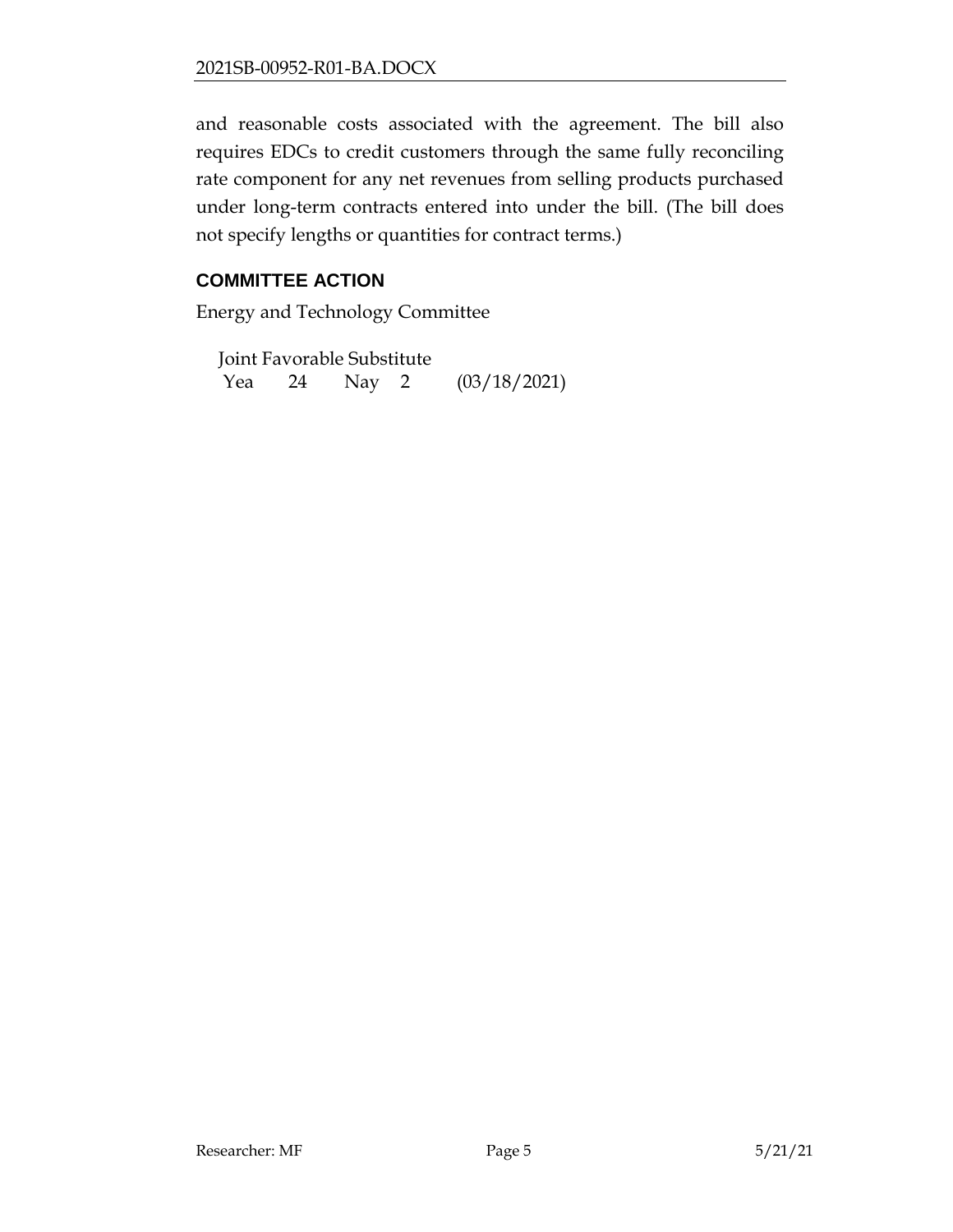and reasonable costs associated with the agreement. The bill also requires EDCs to credit customers through the same fully reconciling rate component for any net revenues from selling products purchased under long-term contracts entered into under the bill. (The bill does not specify lengths or quantities for contract terms.)

## COMMITTEE ACTION

Energy and Technology Committee

| | | | | |
|---|---|---|---|---|
| Joint Favorable Substitute | | | | |
| Yea | 24 | Nay | 2 | (03/18/2021) |